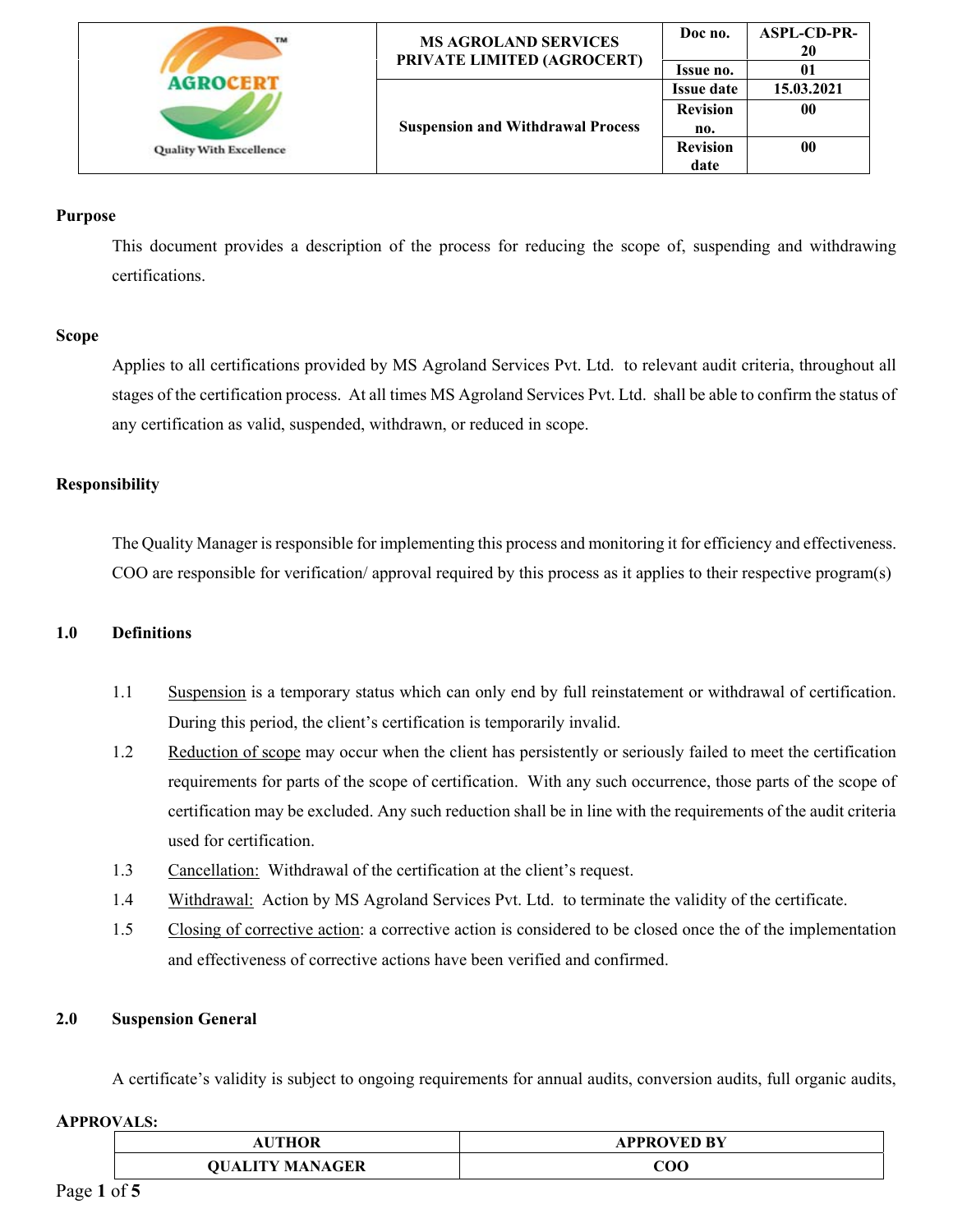| | MS AGROLAND SERVICES PRIVATE LIMITED (AGROCERT) | Doc no. | ASPL-CD-PR-20 |
|---|---|---|---|
| | | Issue no. | 01 |
| | Suspension and Withdrawal Process | Issue date | 15.03.2021 |
| | | Revision no. | 00 |
| | | Revision date | 00 |

## Purpose

This document provides a description of the process for reducing the scope of, suspending and withdrawing certifications.

## Scope

Applies to all certifications provided by MS Agroland Services Pvt. Ltd. to relevant audit criteria, throughout all stages of the certification process. At all times MS Agroland Services Pvt. Ltd. shall be able to confirm the status of any certification as valid, suspended, withdrawn, or reduced in scope.

## Responsibility

The Quality Manager is responsible for implementing this process and monitoring it for efficiency and effectiveness. COO are responsible for verification/ approval required by this process as it applies to their respective program(s)

## 1.0 Definitions

1.1 Suspension is a temporary status which can only end by full reinstatement or withdrawal of certification. During this period, the client's certification is temporarily invalid.

1.2 Reduction of scope may occur when the client has persistently or seriously failed to meet the certification requirements for parts of the scope of certification. With any such occurrence, those parts of the scope of certification may be excluded. Any such reduction shall be in line with the requirements of the audit criteria used for certification.

1.3 Cancellation: Withdrawal of the certification at the client's request.

1.4 Withdrawal: Action by MS Agroland Services Pvt. Ltd. to terminate the validity of the certificate.

1.5 Closing of corrective action: a corrective action is considered to be closed once the of the implementation and effectiveness of corrective actions have been verified and confirmed.

## 2.0 Suspension General

A certificate's validity is subject to ongoing requirements for annual audits, conversion audits, full organic audits,

**APPROVALS:**

| AUTHOR | APPROVED BY |
|---|---|
| QUALITY MANAGER | COO |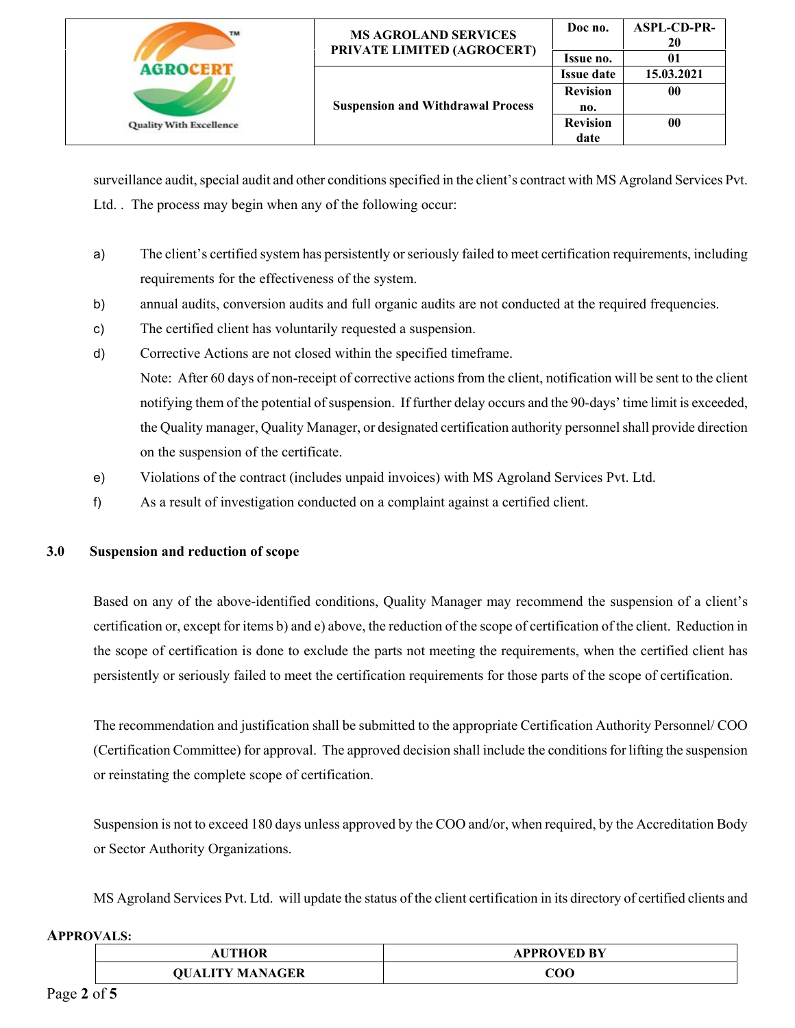surveillance audit, special audit and other conditions specified in the client's contract with MS Agroland Services Pvt. Ltd. . The process may begin when any of the following occur:

a) The client's certified system has persistently or seriously failed to meet certification requirements, including requirements for the effectiveness of the system.

b) annual audits, conversion audits and full organic audits are not conducted at the required frequencies.

c) The certified client has voluntarily requested a suspension.

d) Corrective Actions are not closed within the specified timeframe.

   Note: After 60 days of non-receipt of corrective actions from the client, notification will be sent to the client notifying them of the potential of suspension. If further delay occurs and the 90-days' time limit is exceeded, the Quality manager, Quality Manager, or designated certification authority personnel shall provide direction on the suspension of the certificate.

e) Violations of the contract (includes unpaid invoices) with MS Agroland Services Pvt. Ltd.

f) As a result of investigation conducted on a complaint against a certified client.

## 3.0 Suspension and reduction of scope

Based on any of the above-identified conditions, Quality Manager may recommend the suspension of a client's certification or, except for items b) and e) above, the reduction of the scope of certification of the client. Reduction in the scope of certification is done to exclude the parts not meeting the requirements, when the certified client has persistently or seriously failed to meet the certification requirements for those parts of the scope of certification.

The recommendation and justification shall be submitted to the appropriate Certification Authority Personnel/ COO (Certification Committee) for approval. The approved decision shall include the conditions for lifting the suspension or reinstating the complete scope of certification.

Suspension is not to exceed 180 days unless approved by the COO and/or, when required, by the Accreditation Body or Sector Authority Organizations.

MS Agroland Services Pvt. Ltd. will update the status of the client certification in its directory of certified clients and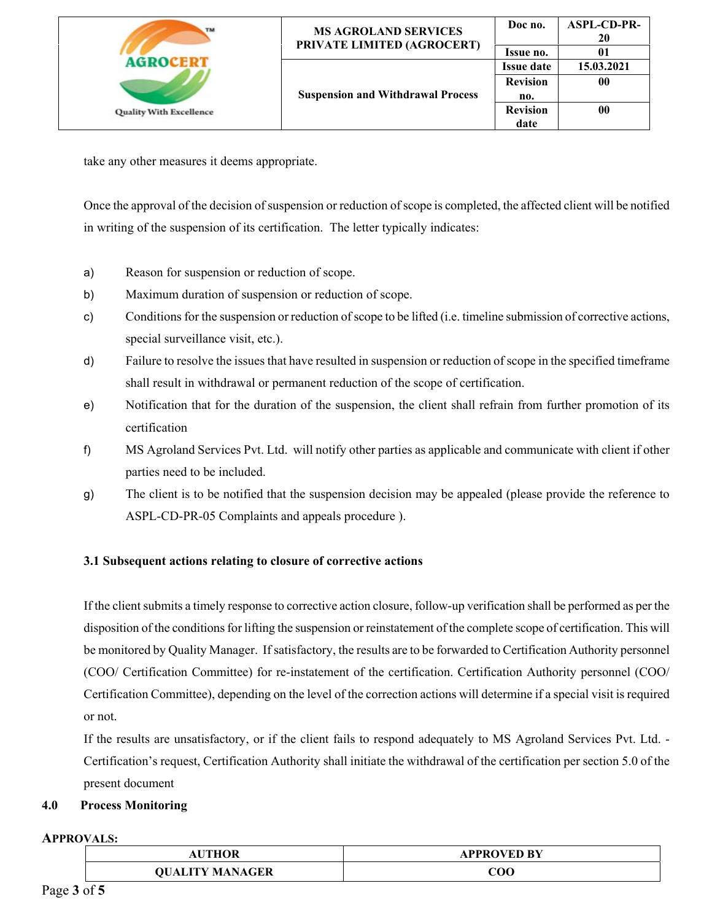take any other measures it deems appropriate.

Once the approval of the decision of suspension or reduction of scope is completed, the affected client will be notified in writing of the suspension of its certification. The letter typically indicates:

a) Reason for suspension or reduction of scope.

b) Maximum duration of suspension or reduction of scope.

c) Conditions for the suspension or reduction of scope to be lifted (i.e. timeline submission of corrective actions, special surveillance visit, etc.).

d) Failure to resolve the issues that have resulted in suspension or reduction of scope in the specified timeframe shall result in withdrawal or permanent reduction of the scope of certification.

e) Notification that for the duration of the suspension, the client shall refrain from further promotion of its certification

f) MS Agroland Services Pvt. Ltd. will notify other parties as applicable and communicate with client if other parties need to be included.

g) The client is to be notified that the suspension decision may be appealed (please provide the reference to ASPL-CD-PR-05 Complaints and appeals procedure ).

### 3.1 Subsequent actions relating to closure of corrective actions

If the client submits a timely response to corrective action closure, follow-up verification shall be performed as per the disposition of the conditions for lifting the suspension or reinstatement of the complete scope of certification. This will be monitored by Quality Manager. If satisfactory, the results are to be forwarded to Certification Authority personnel (COO/ Certification Committee) for re-instatement of the certification. Certification Authority personnel (COO/ Certification Committee), depending on the level of the correction actions will determine if a special visit is required or not.

If the results are unsatisfactory, or if the client fails to respond adequately to MS Agroland Services Pvt. Ltd. - Certification's request, Certification Authority shall initiate the withdrawal of the certification per section 5.0 of the present document

## 4.0 Process Monitoring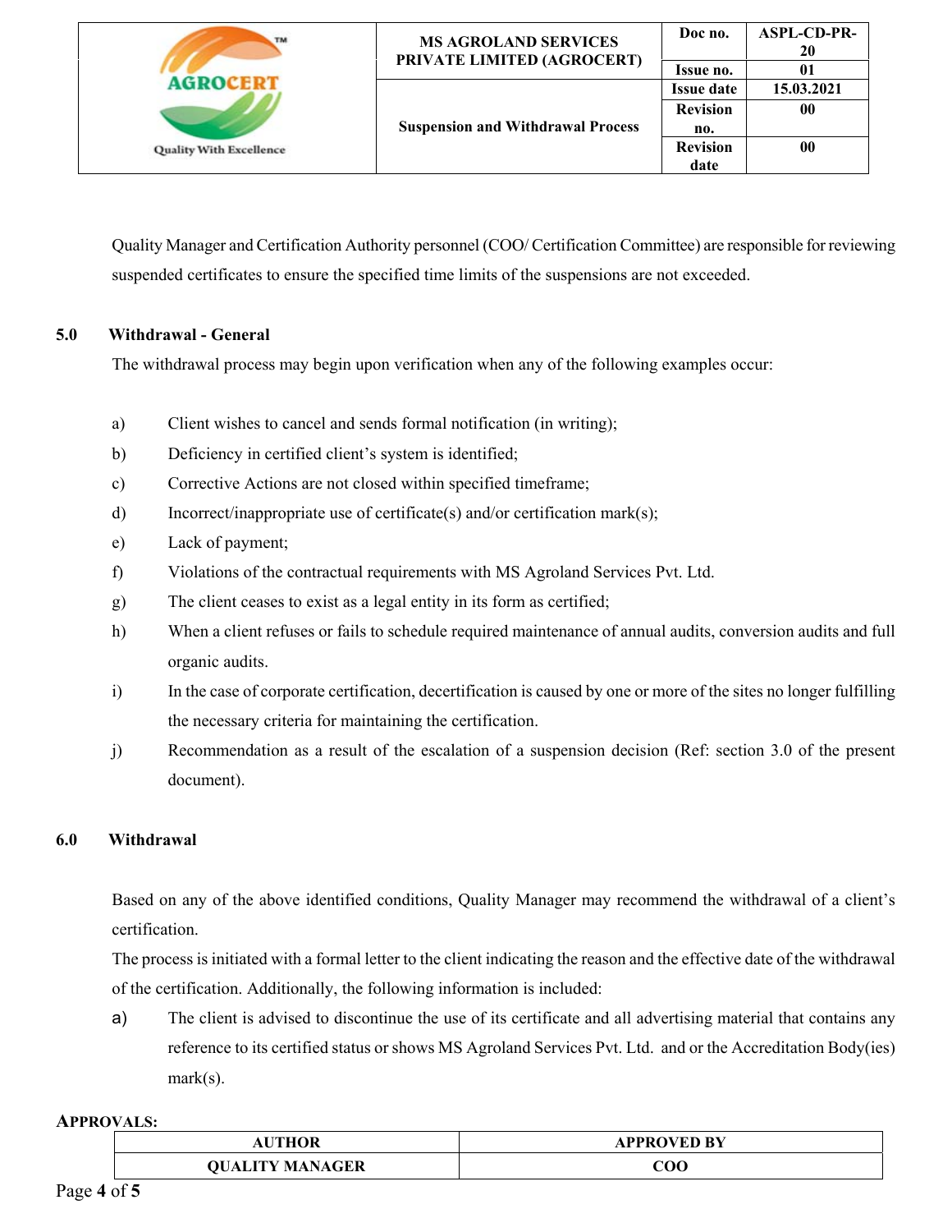Quality Manager and Certification Authority personnel (COO/ Certification Committee) are responsible for reviewing suspended certificates to ensure the specified time limits of the suspensions are not exceeded.

## 5.0 Withdrawal - General

The withdrawal process may begin upon verification when any of the following examples occur:

a) Client wishes to cancel and sends formal notification (in writing);

b) Deficiency in certified client's system is identified;

c) Corrective Actions are not closed within specified timeframe;

d) Incorrect/inappropriate use of certificate(s) and/or certification mark(s);

e) Lack of payment;

f) Violations of the contractual requirements with MS Agroland Services Pvt. Ltd.

g) The client ceases to exist as a legal entity in its form as certified;

h) When a client refuses or fails to schedule required maintenance of annual audits, conversion audits and full organic audits.

i) In the case of corporate certification, decertification is caused by one or more of the sites no longer fulfilling the necessary criteria for maintaining the certification.

j) Recommendation as a result of the escalation of a suspension decision (Ref: section 3.0 of the present document).

## 6.0 Withdrawal

Based on any of the above identified conditions, Quality Manager may recommend the withdrawal of a client's certification.

The process is initiated with a formal letter to the client indicating the reason and the effective date of the withdrawal of the certification. Additionally, the following information is included:

a) The client is advised to discontinue the use of its certificate and all advertising material that contains any reference to its certified status or shows MS Agroland Services Pvt. Ltd. and or the Accreditation Body(ies) mark(s).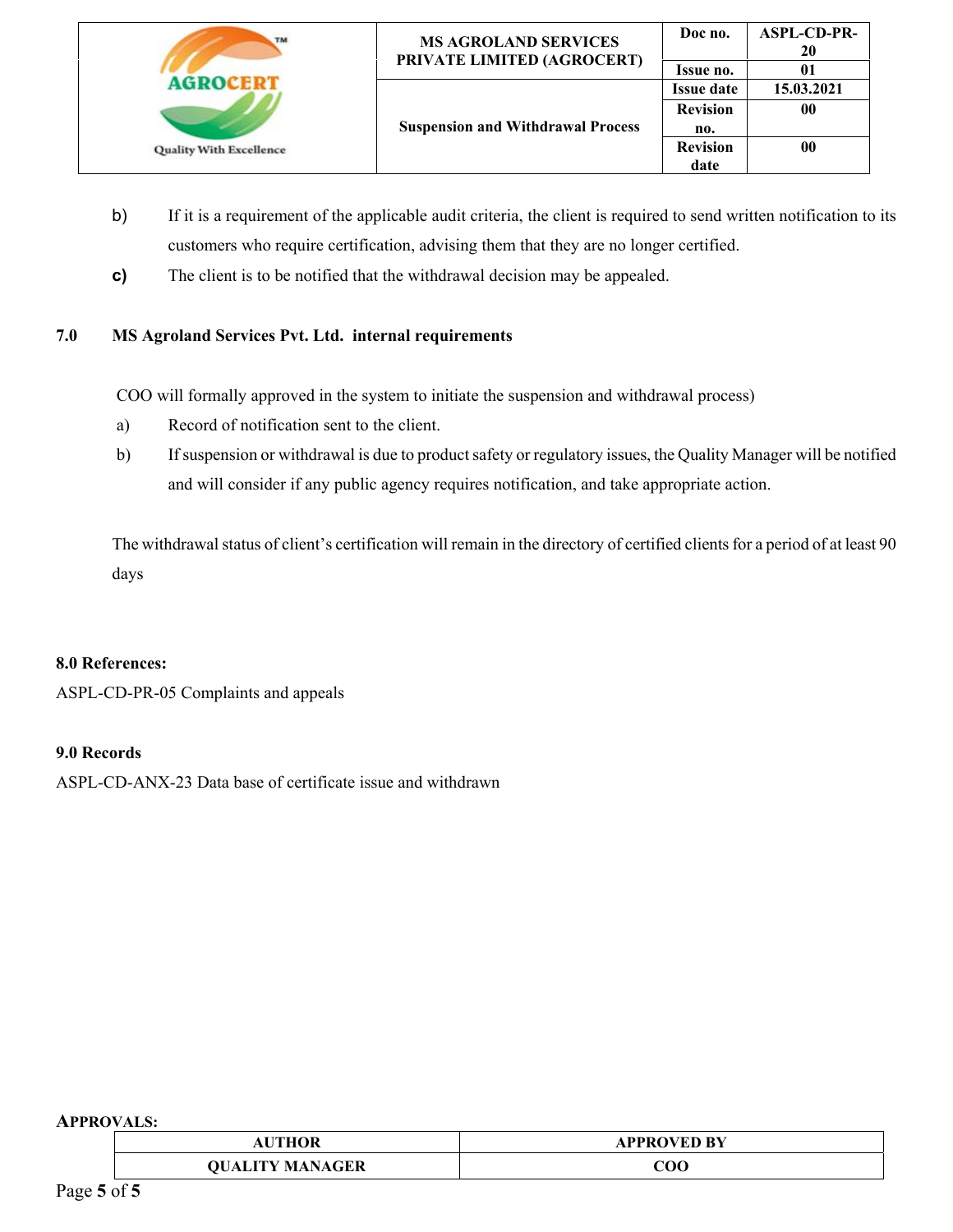b) If it is a requirement of the applicable audit criteria, the client is required to send written notification to its customers who require certification, advising them that they are no longer certified.

c) The client is to be notified that the withdrawal decision may be appealed.

## 7.0 MS Agroland Services Pvt. Ltd. internal requirements

COO will formally approved in the system to initiate the suspension and withdrawal process)

a) Record of notification sent to the client.

b) If suspension or withdrawal is due to product safety or regulatory issues, the Quality Manager will be notified and will consider if any public agency requires notification, and take appropriate action.

The withdrawal status of client's certification will remain in the directory of certified clients for a period of at least 90 days

## 8.0 References:

ASPL-CD-PR-05 Complaints and appeals

## 9.0 Records

ASPL-CD-ANX-23 Data base of certificate issue and withdrawn

**APPROVALS:**

| AUTHOR | APPROVED BY |
| --- | --- |
| QUALITY MANAGER | COO |